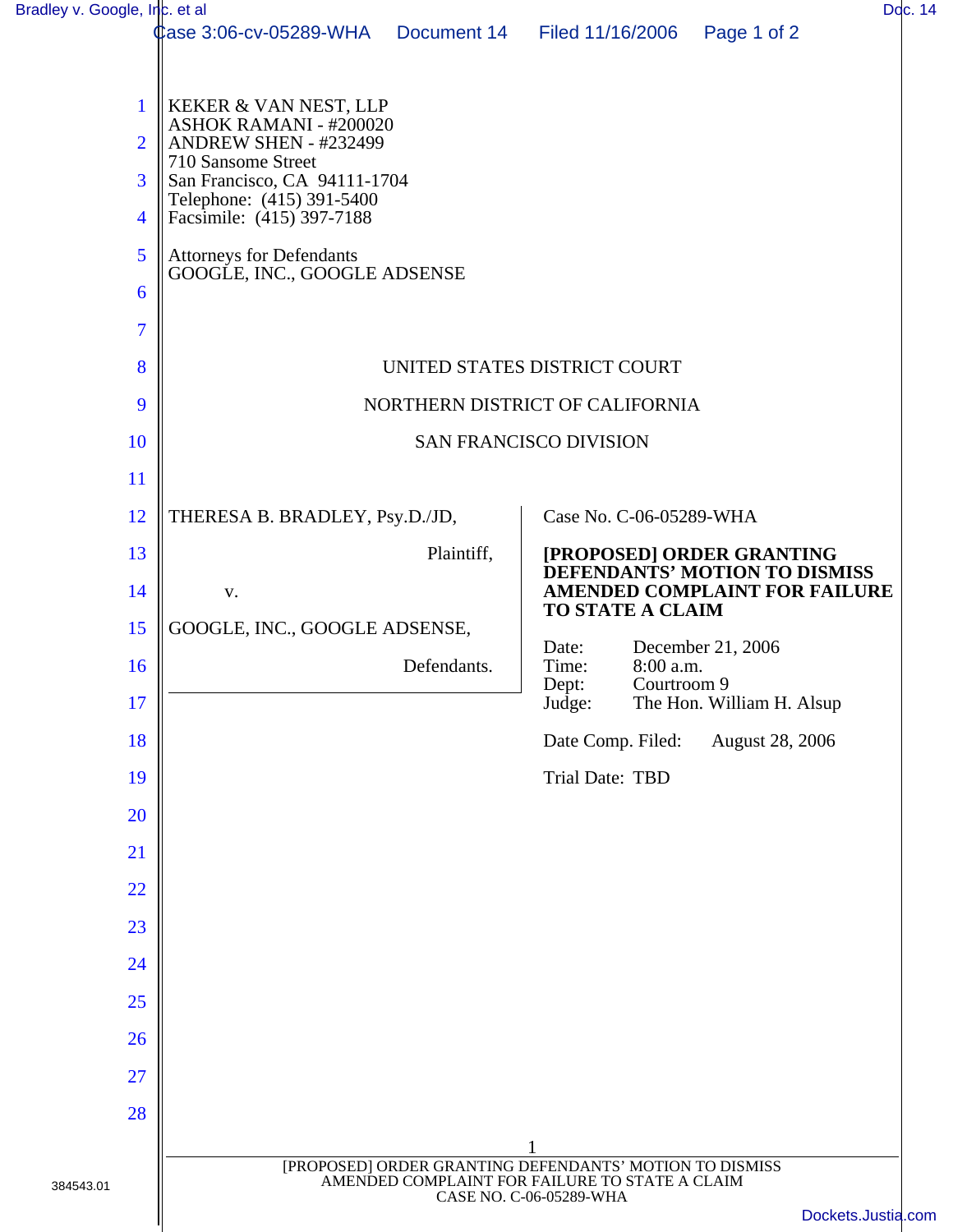KEKER & VAN NEST, LLP
ASHOK RAMANI - #200020
ANDREW SHEN - #232499
710 Sansome Street
San Francisco, CA 94111-1704
Telephone: (415) 391-5400
Facsimile: (415) 397-7188

Attorneys for Defendants
GOOGLE, INC., GOOGLE ADSENSE

UNITED STATES DISTRICT COURT

NORTHERN DISTRICT OF CALIFORNIA

SAN FRANCISCO DIVISION

THERESA B. BRADLEY, Psy.D./JD,

Plaintiff,

v.

GOOGLE, INC., GOOGLE ADSENSE,

Defendants.

Case No. C-06-05289-WHA

**[PROPOSED] ORDER GRANTING DEFENDANTS' MOTION TO DISMISS AMENDED COMPLAINT FOR FAILURE TO STATE A CLAIM**

Date: December 21, 2006
Time: 8:00 a.m.
Dept: Courtroom 9
Judge: The Hon. William H. Alsup

Date Comp. Filed: August 28, 2006

Trial Date: TBD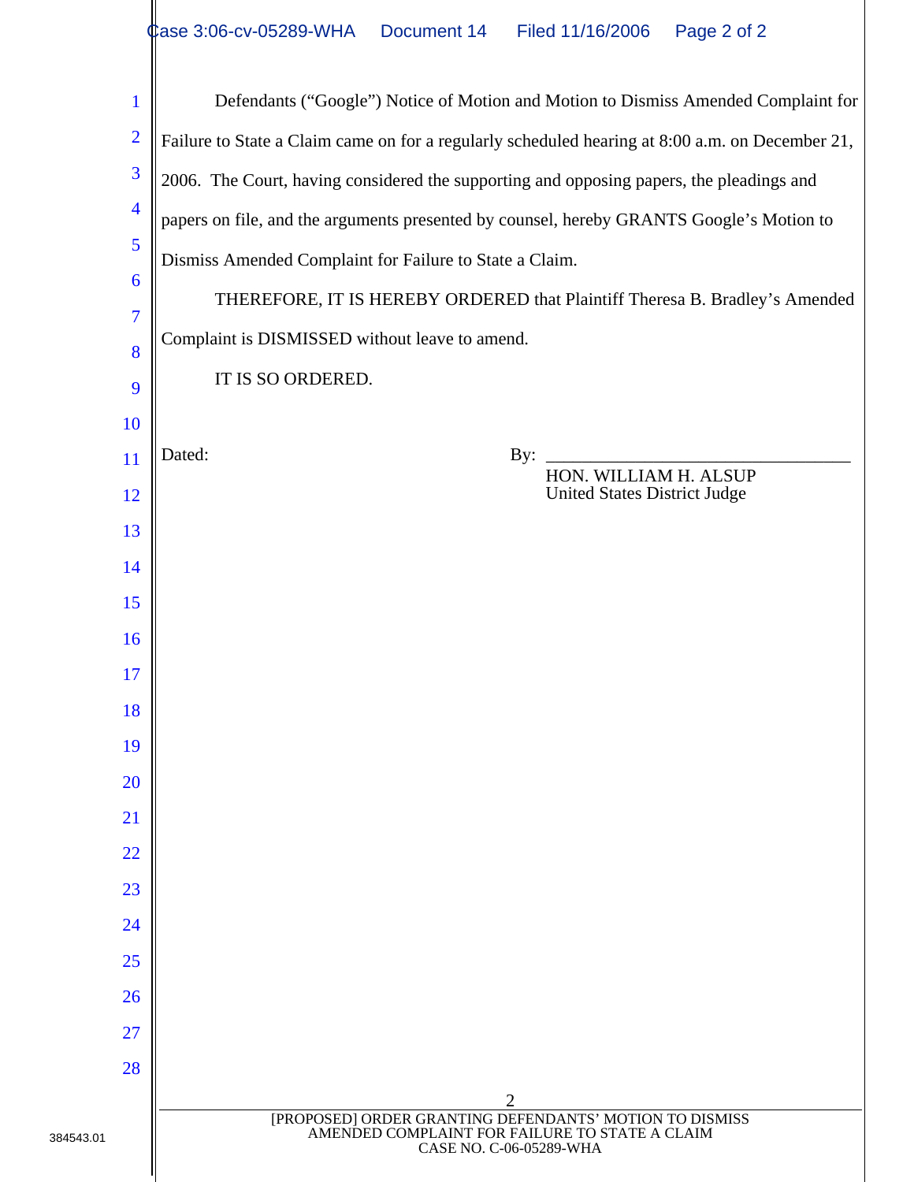Defendants ("Google") Notice of Motion and Motion to Dismiss Amended Complaint for Failure to State a Claim came on for a regularly scheduled hearing at 8:00 a.m. on December 21, 2006. The Court, having considered the supporting and opposing papers, the pleadings and papers on file, and the arguments presented by counsel, hereby GRANTS Google's Motion to Dismiss Amended Complaint for Failure to State a Claim.

THEREFORE, IT IS HEREBY ORDERED that Plaintiff Theresa B. Bradley's Amended Complaint is DISMISSED without leave to amend.

IT IS SO ORDERED.

Dated: By: ________________________________

HON. WILLIAM H. ALSUP
United States District Judge

[PROPOSED] ORDER GRANTING DEFENDANTS' MOTION TO DISMISS AMENDED COMPLAINT FOR FAILURE TO STATE A CLAIM
CASE NO. C-06-05289-WHA

384543.01